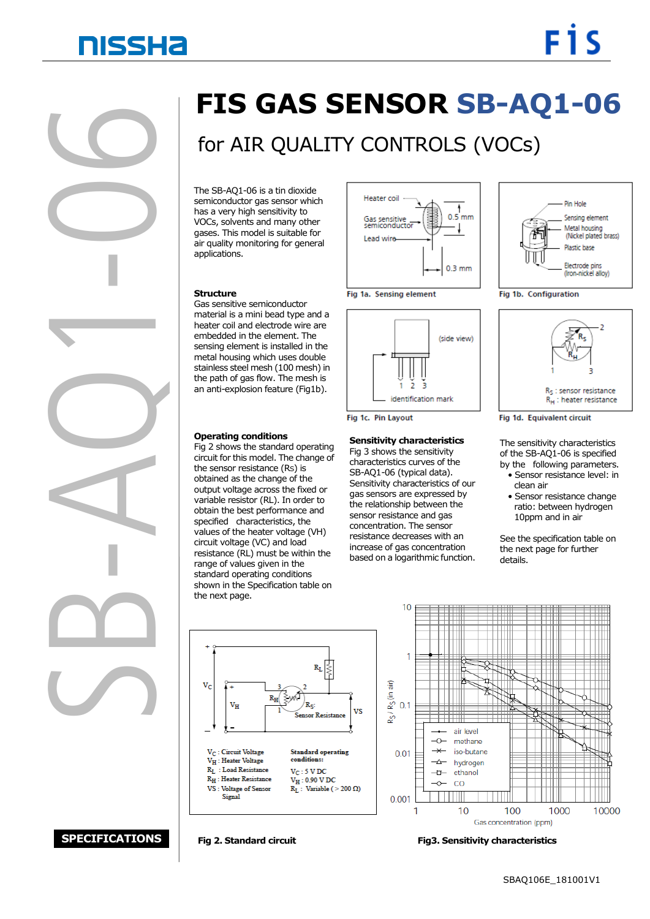# FIS GAS SENSOR SB-AQ1-06

## for AIR QUALITY CONTROLS (VOCs)

The SB-AQ1-06 is a tin dioxide semiconductor gas sensor which has a very high sensitivity to VOCs, solvents and many other gases. This model is suitable for air quality monitoring for general applications.

### Structure

Gas sensitive semiconductor material is a mini bead type and a heater coil and electrode wire are embedded in the element. The sensing element is installed in the metal housing which uses double stainless steel mesh (100 mesh) in the path of gas flow. The mesh is an anti-explosion feature (Fig1b).

Fig 1a. Sensing element

Fig 1b. Configuration

Fig 1c. Pin Layout

Fig 1d. Equivalent circuit

### Operating conditions

Fig 2 shows the standard operating circuit for this model. The change of the sensor resistance (Rs) is obtained as the change of the output voltage across the fixed or variable resistor (RL). In order to obtain the best performance and specified characteristics, the values of the heater voltage (VH) circuit voltage (VC) and load resistance (RL) must be within the range of values given in the standard operating conditions shown in the Specification table on the next page.

### Sensitivity characteristics

Fig 3 shows the sensitivity characteristics curves of the SB-AQ1-06 (typical data). Sensitivity characteristics of our gas sensors are expressed by the relationship between the sensor resistance and gas concentration. The sensor resistance decreases with an increase of gas concentration based on a logarithmic function.

The sensitivity characteristics of the SB-AQ1-06 is specified by the following parameters.

- Sensor resistance level: in clean air
- Sensor resistance change ratio: between hydrogen 10ppm and in air

See the specification table on the next page for further details.

$V_C$ : Circuit Voltage
$V_H$ : Heater Voltage
$R_L$ : Load Resistance
$R_H$ : Heater Resistance
VS : Voltage of Sensor Signal

**Standard operating conditions:**
$V_C$ : 5 V DC
$V_H$ : 0.90 V DC
$R_L$ : Variable (> 200 Ω)

Fig 2. Standard circuit

Fig3. Sensitivity characteristics

**SPECIFICATIONS**

SBAQ106E_181001V1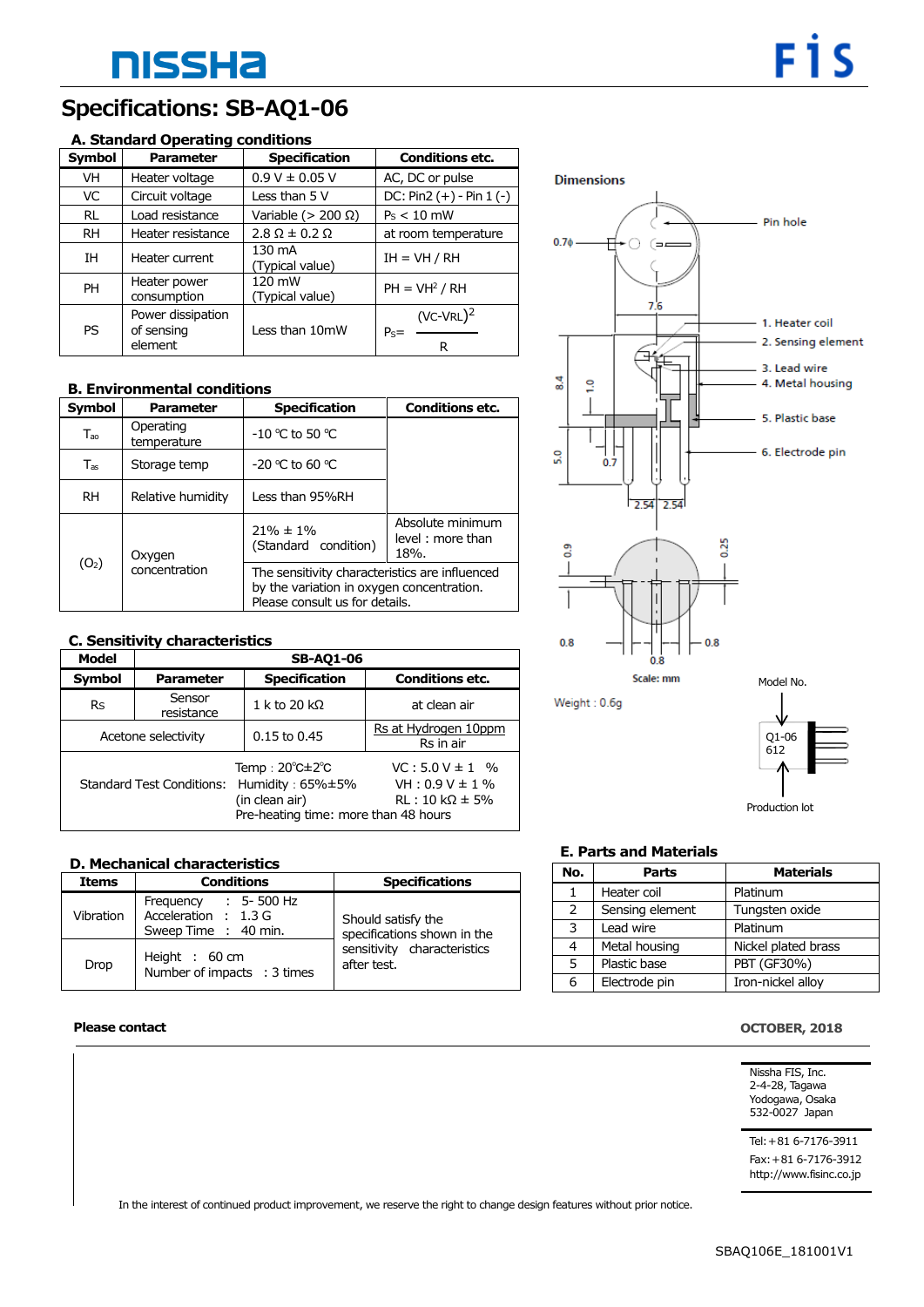NISSHA

FIS

# Specifications: SB-AQ1-06

### A. Standard Operating conditions

| Symbol | Parameter | Specification | Conditions etc. |
|---|---|---|---|
| VH | Heater voltage | 0.9 V ± 0.05 V | AC, DC or pulse |
| VC | Circuit voltage | Less than 5 V | DC: Pin2 (+) - Pin 1 (-) |
| RL | Load resistance | Variable (> 200 Ω) | $P_S$ < 10 mW |
| RH | Heater resistance | 2.8 Ω ± 0.2 Ω | at room temperature |
| IH | Heater current | 130 mA (Typical value) | IH = VH / RH |
| PH | Heater power consumption | 120 mW (Typical value) | $PH = VH^2 / RH$ |
| PS | Power dissipation of sensing element | Less than 10mW | $P_S = \frac{(V_C - V_{RL})^2}{R}$ |

### B. Environmental conditions

| Symbol | Parameter | Specification | Conditions etc. |
|---|---|---|---|
| $T_{ao}$ | Operating temperature | -10 ℃ to 50 ℃ | |
| $T_{as}$ | Storage temp | -20 ℃ to 60 ℃ | |
| RH | Relative humidity | Less than 95%RH | |
| $(O_2)$ | Oxygen concentration | 21% ± 1% (Standard condition) | Absolute minimum level : more than 18%. |
| | | The sensitivity characteristics are influenced by the variation in oxygen concentration. Please consult us for details. | |

### C. Sensitivity characteristics

| Model | SB-AQ1-06 | | |
|---|---|---|---|
| **Symbol** | **Parameter** | **Specification** | **Conditions etc.** |
| Rs | Sensor resistance | 1 k to 20 kΩ | at clean air |
| Acetone selectivity | | 0.15 to 0.45 | Rs at Hydrogen 10ppm / Rs in air |

Standard Test Conditions: Temp : 20℃±2℃ ; Humidity : 65%±5% (in clean air) ; VC : 5.0 V ± 1 % ; VH : 0.9 V ± 1 % ; RL : 10 kΩ ± 5% ; Pre-heating time: more than 48 hours

### D. Mechanical characteristics

| Items | Conditions | Specifications |
|---|---|---|
| Vibration | Frequency : 5- 500 Hz<br>Acceleration : 1.3 G<br>Sweep Time : 40 min. | Should satisfy the specifications shown in the sensitivity characteristics after test. |
| Drop | Height : 60 cm<br>Number of impacts : 3 times | |

Dimensions

Pin hole
0.7ϕ
7.6
1. Heater coil
2. Sensing element
3. Lead wire
4. Metal housing
5. Plastic base
6. Electrode pin
8.4
1.0
5.0
0.7
2.54 2.54
0.9
0.25
0.8
0.8
0.8
Scale: mm

Weight : 0.6g

Model No.
Q1-06
612
Production lot

### E. Parts and Materials

| No. | Parts | Materials |
|---|---|---|
| 1 | Heater coil | Platinum |
| 2 | Sensing element | Tungsten oxide |
| 3 | Lead wire | Platinum |
| 4 | Metal housing | Nickel plated brass |
| 5 | Plastic base | PBT (GF30%) |
| 6 | Electrode pin | Iron-nickel alloy |

**Please contact**

**OCTOBER, 2018**

Nissha FIS, Inc.
2-4-28, Tagawa
Yodogawa, Osaka
532-0027 Japan

Tel: +81 6-7176-3911
Fax: +81 6-7176-3912
http://www.fisinc.co.jp

In the interest of continued product improvement, we reserve the right to change design features without prior notice.

SBAQ106E_181001V1